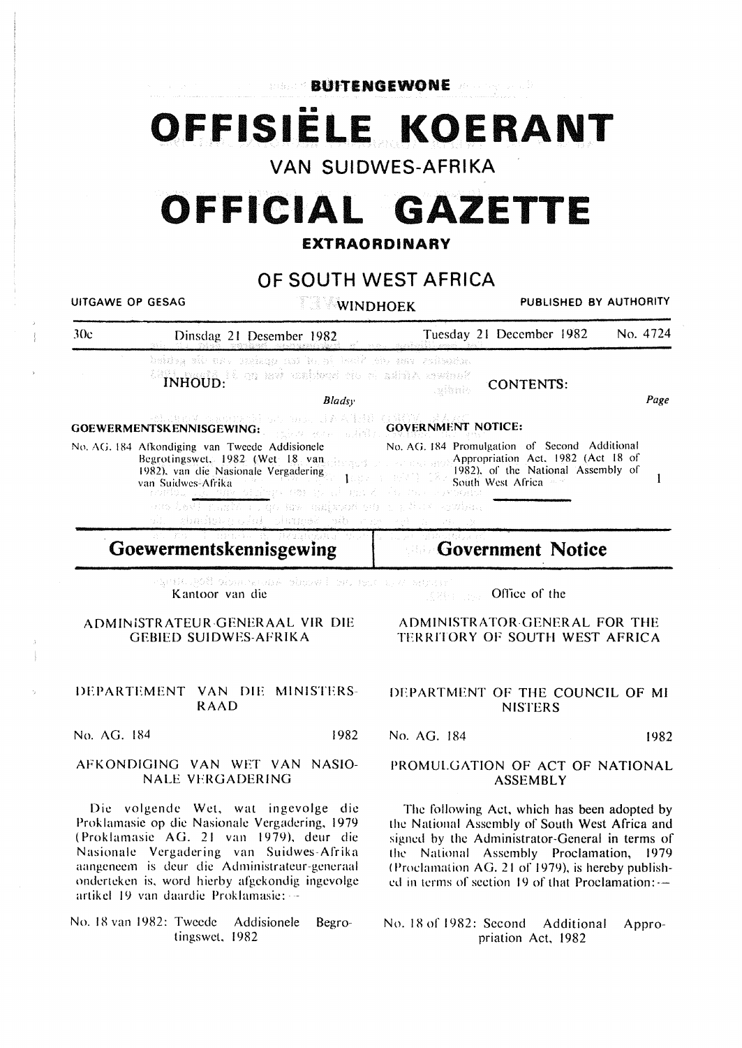**BUITENGEWONE**

# OFFISIËLE KOERANT

## VAN SUIDWES-AFRIKA

# OFFICIAL GAZETTE

**EXTRAORDINARY**

## OF SOUTH WEST AFRICA

UITGAWE OP GESAG — WINDHOEK — PUBLISHED BY AUTHORITY

30c — Dinsdag 21 Desember 1982 — Tuesday 21 December 1982 — No. 4724

INHOUD:

*Bladsy*

**GOEWERMENTSKENNISGEWING:**

No. AG. 184 Afkondiging van Tweede Addisionele Begrotingswet, 1982 (Wet 18 van 1982), van die Nasionale Vergadering van Suidwes-Afrika ... 1

CONTENTS:

*Page*

**GOVERNMENT NOTICE:**

No. AG. 184 Promulgation of Second Additional Appropriation Act, 1982 (Act 18 of 1982), of the National Assembly of South West Africa ... 1

## Goewermentskennisgewing

Kantoor van die

ADMINISTRATEUR-GENERAAL VIR DIE GEBIED SUIDWES-AFRIKA

DEPARTEMENT VAN DIE MINISTERSRAAD

No. AG. 184 — 1982

AFKONDIGING VAN WET VAN NASIONALE VERGADERING

Die volgende Wet, wat ingevolge die Proklamasie op die Nasionale Vergadering, 1979 (Proklamasie AG. 21 van 1979), deur die Nasionale Vergadering van Suidwes-Afrika aangeneem is deur die Administrateur-generaal onderteken is, word hierby afgekondig ingevolge artikel 19 van daardie Proklamasie:—

No. 18 van 1982: Tweede Addisionele Begrotingswet, 1982

## Government Notice

Office of the

ADMINISTRATOR-GENERAL FOR THE TERRITORY OF SOUTH WEST AFRICA

DEPARTMENT OF THE COUNCIL OF MINISTERS

No. AG. 184 — 1982

PROMULGATION OF ACT OF NATIONAL ASSEMBLY

The following Act, which has been adopted by the National Assembly of South West Africa and signed by the Administrator-General in terms of the National Assembly Proclamation, 1979 (Proclamation AG. 21 of 1979), is hereby published in terms of section 19 of that Proclamation:—

No. 18 of 1982: Second Additional Appropriation Act, 1982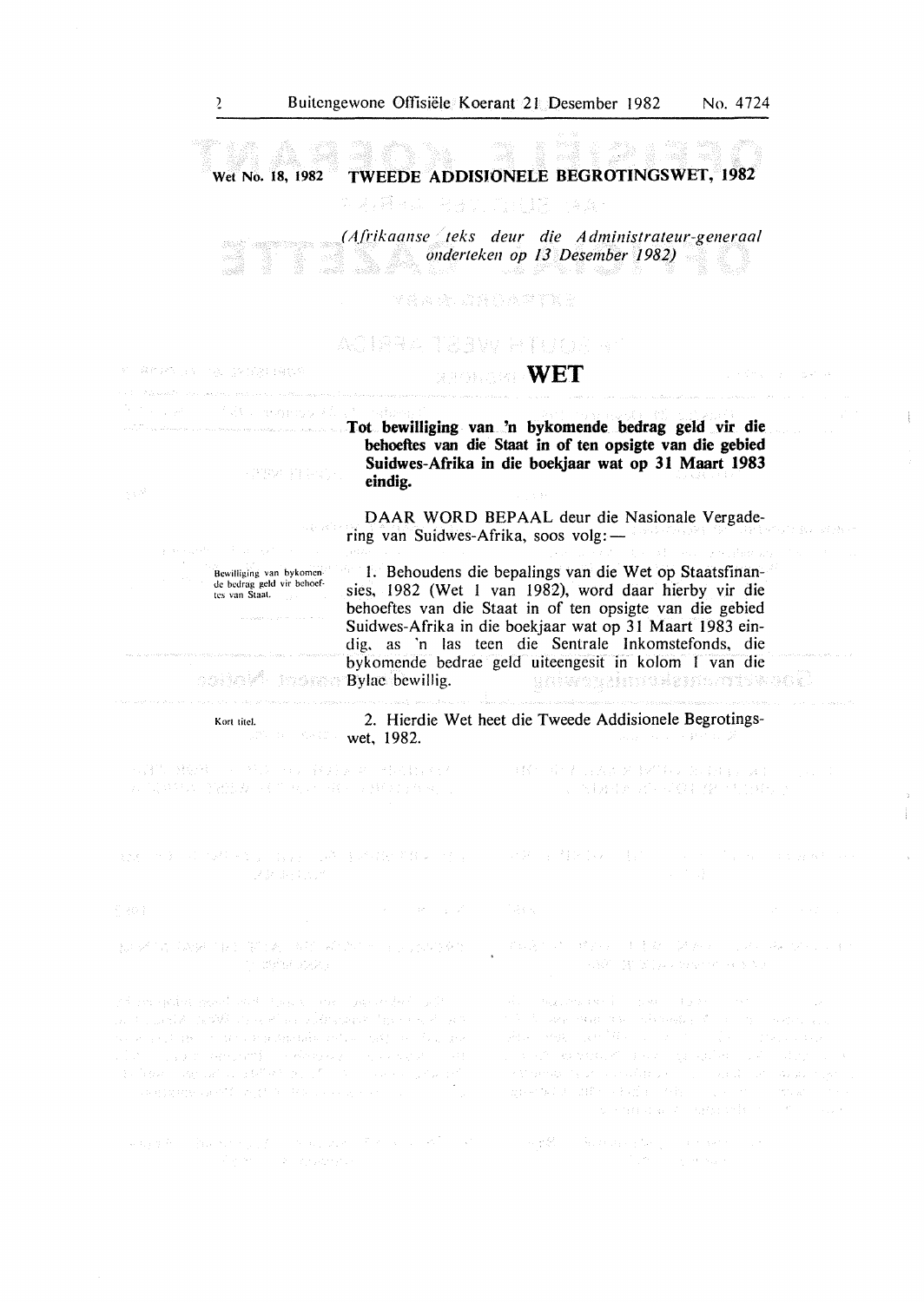**Wet No. 18, 1982** **TWEEDE ADDISIONELE BEGROTINGSWET, 1982**

*(Afrikaanse teks deur die Administrateur-generaal onderteken op 13 Desember 1982)*

# WET

**Tot bewilliging van 'n bykomende bedrag geld vir die behoeftes van die Staat in of ten opsigte van die gebied Suidwes-Afrika in die boekjaar wat op 31 Maart 1983 eindig.**

DAAR WORD BEPAAL deur die Nasionale Vergadering van Suidwes-Afrika, soos volg: —

Bewilliging van bykomende bedrag geld vir behoeftes van Staat.

1. Behoudens die bepalings van die Wet op Staatsfinansies, 1982 (Wet 1 van 1982), word daar hierby vir die behoeftes van die Staat in of ten opsigte van die gebied Suidwes-Afrika in die boekjaar wat op 31 Maart 1983 eindig, as 'n las teen die Sentrale Inkomstefonds, die bykomende bedrae geld uiteengesit in kolom 1 van die Bylae bewillig.

Kort titel.

2. Hierdie Wet heet die Tweede Addisionele Begrotingswet, 1982.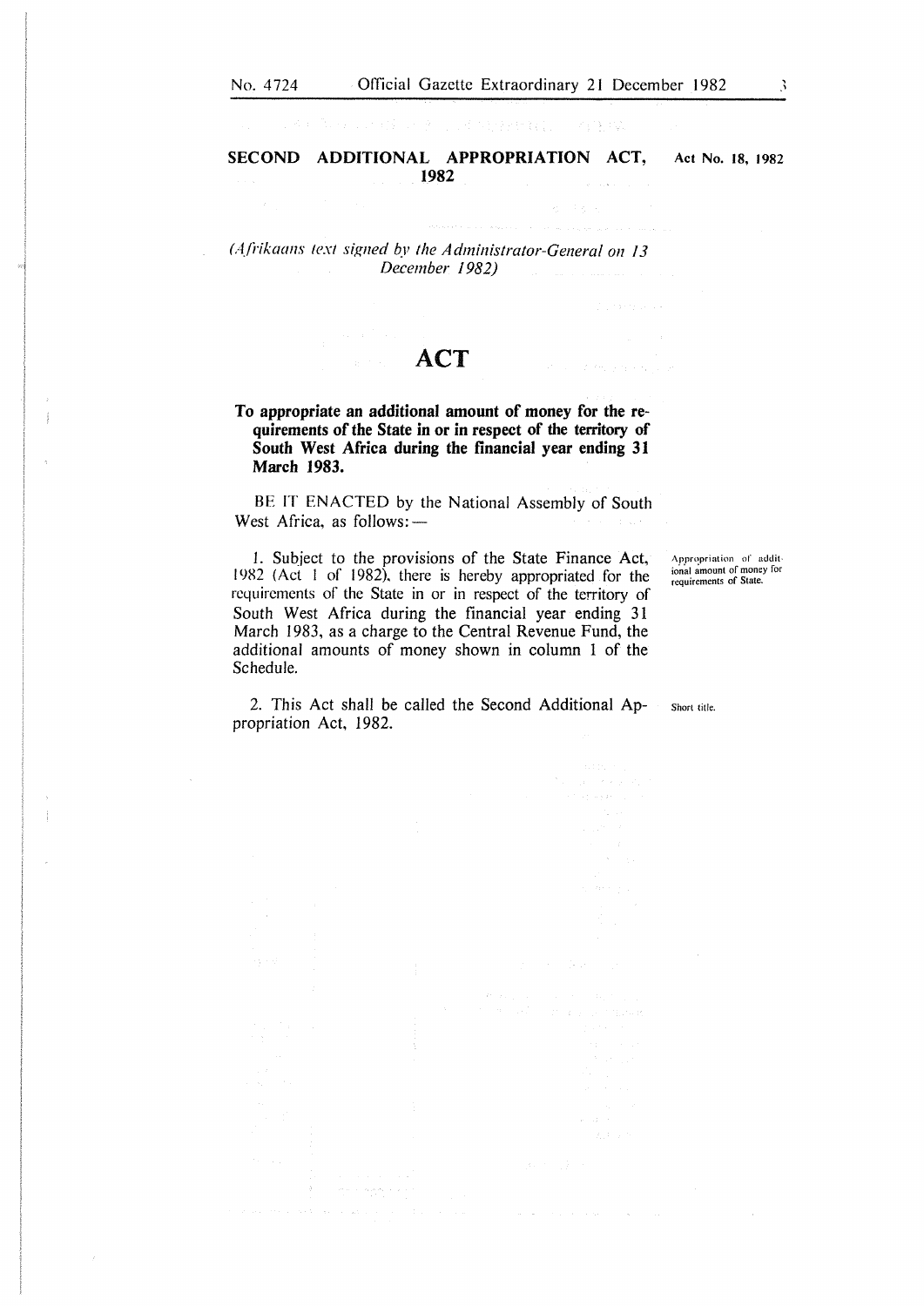## SECOND ADDITIONAL APPROPRIATION ACT, 1982

**Act No. 18, 1982**

*(Afrikaans text signed by the Administrator-General on 13 December 1982)*

# ACT

**To appropriate an additional amount of money for the requirements of the State in or in respect of the territory of South West Africa during the financial year ending 31 March 1983.**

BE IT ENACTED by the National Assembly of South West Africa, as follows: —

Appropriation of additional amount of money for requirements of State.

1. Subject to the provisions of the State Finance Act, 1982 (Act 1 of 1982), there is hereby appropriated for the requirements of the State in or in respect of the territory of South West Africa during the financial year ending 31 March 1983, as a charge to the Central Revenue Fund, the additional amounts of money shown in column 1 of the Schedule.

Short title.

2. This Act shall be called the Second Additional Appropriation Act, 1982.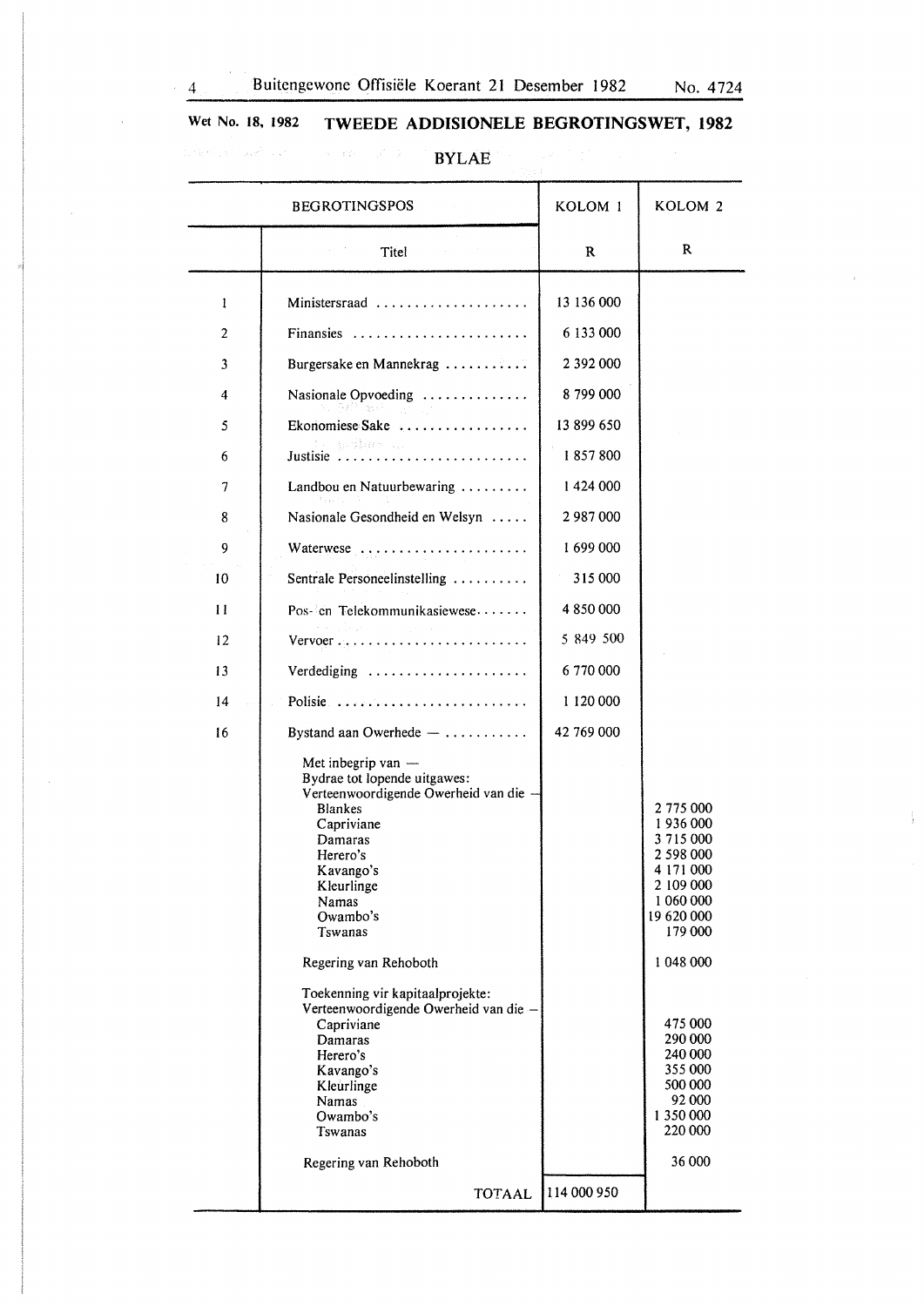Wet No. 18, 1982 **TWEEDE ADDISIONELE BEGROTINGSWET, 1982**

## BYLAE

| BEGROTINGSPOS | | KOLOM 1 | KOLOM 2 |
|---|---|---|---|
| | Titel | R | R |
| 1 | Ministersraad | 13 136 000 | |
| 2 | Finansies | 6 133 000 | |
| 3 | Burgersake en Mannekrag | 2 392 000 | |
| 4 | Nasionale Opvoeding | 8 799 000 | |
| 5 | Ekonomiese Sake | 13 899 650 | |
| 6 | Justisie | 1 857 800 | |
| 7 | Landbou en Natuurbewaring | 1 424 000 | |
| 8 | Nasionale Gesondheid en Welsyn | 2 987 000 | |
| 9 | Waterwese | 1 699 000 | |
| 10 | Sentrale Personeelinstelling | 315 000 | |
| 11 | Pos- en Telekommunikasiewese | 4 850 000 | |
| 12 | Vervoer | 5 849 500 | |
| 13 | Verdediging | 6 770 000 | |
| 14 | Polisie | 1 120 000 | |
| 16 | Bystand aan Owerhede — | 42 769 000 | |
| | Met inbegrip van — | | |
| | Bydrae tot lopende uitgawes: | | |
| | Verteenwoordigende Owerheid van die — | | |
| | Blankes | | 2 775 000 |
| | Capriviane | | 1 936 000 |
| | Damaras | | 3 715 000 |
| | Herero's | | 2 598 000 |
| | Kavango's | | 4 171 000 |
| | Kleurlinge | | 2 109 000 |
| | Namas | | 1 060 000 |
| | Owambo's | | 19 620 000 |
| | Tswanas | | 179 000 |
| | Regering van Rehoboth | | 1 048 000 |
| | Toekenning vir kapitaalprojekte: | | |
| | Verteenwoordigende Owerheid van die — | | |
| | Capriviane | | 475 000 |
| | Damaras | | 290 000 |
| | Herero's | | 240 000 |
| | Kavango's | | 355 000 |
| | Kleurlinge | | 500 000 |
| | Namas | | 92 000 |
| | Owambo's | | 1 350 000 |
| | Tswanas | | 220 000 |
| | Regering van Rehoboth | | 36 000 |
| | TOTAAL | 114 000 950 | |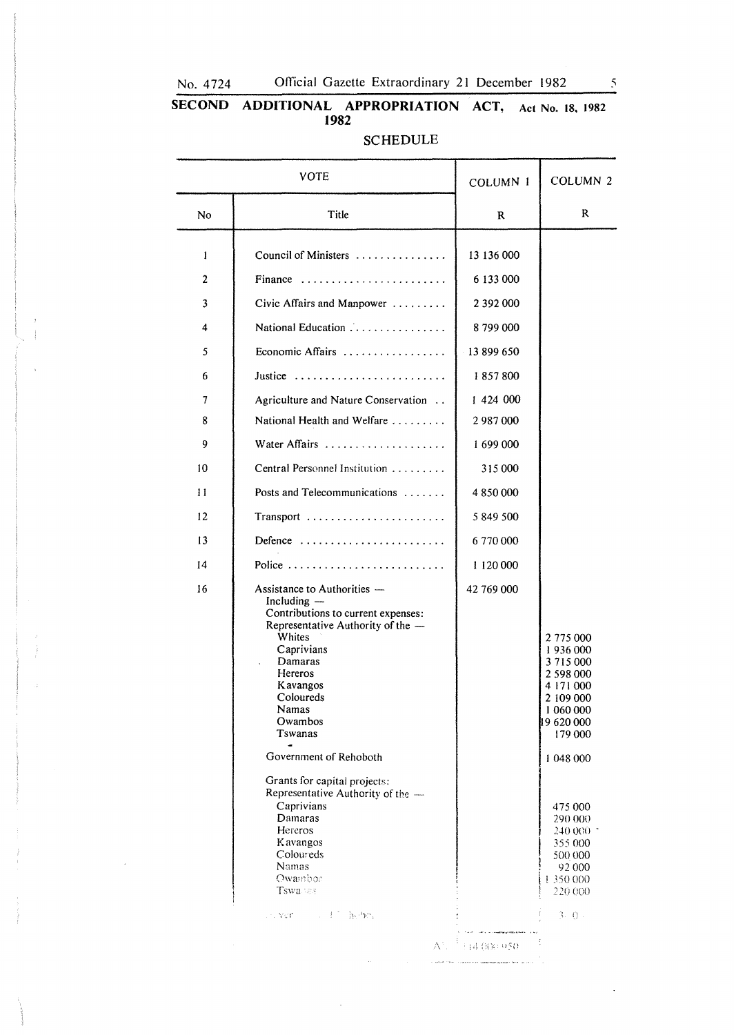## SECOND ADDITIONAL APPROPRIATION ACT, 1982

Act No. 18, 1982

### SCHEDULE

| VOTE | | COLUMN 1 | COLUMN 2 |
|---|---|---|---|
| No | Title | R | R |
| 1 | Council of Ministers ............... | 13 136 000 | |
| 2 | Finance ........................ | 6 133 000 | |
| 3 | Civic Affairs and Manpower ......... | 2 392 000 | |
| 4 | National Education ................ | 8 799 000 | |
| 5 | Economic Affairs ................. | 13 899 650 | |
| 6 | Justice ......................... | 1 857 800 | |
| 7 | Agriculture and Nature Conservation .. | 1 424 000 | |
| 8 | National Health and Welfare ......... | 2 987 000 | |
| 9 | Water Affairs .................... | 1 699 000 | |
| 10 | Central Personnel Institution ......... | 315 000 | |
| 11 | Posts and Telecommunications ....... | 4 850 000 | |
| 12 | Transport ....................... | 5 849 500 | |
| 13 | Defence ........................ | 6 770 000 | |
| 14 | Police .......................... | 1 120 000 | |
| 16 | Assistance to Authorities — Including — Contributions to current expenses: Representative Authority of the — | 42 769 000 | |
| | Whites | | 2 775 000 |
| | Caprivians | | 1 936 000 |
| | Damaras | | 3 715 000 |
| | Hereros | | 2 598 000 |
| | Kavangos | | 4 171 000 |
| | Coloureds | | 2 109 000 |
| | Namas | | 1 060 000 |
| | Owambos | | 19 620 000 |
| | Tswanas | | 179 000 |
| | Government of Rehoboth | | 1 048 000 |
| | Grants for capital projects: Representative Authority of the — | | |
| | Caprivians | | 475 000 |
| | Damaras | | 290 000 |
| | Hereros | | 240 000 |
| | Kavangos | | 355 000 |
| | Coloureds | | 500 000 |
| | Namas | | 92 000 |
| | Owambos | | 1 350 000 |
| | Tswanas | | 220 000 |
| | ... Rehoboth | | 3 ... 0 ... |
| | | 114 000 950 | |